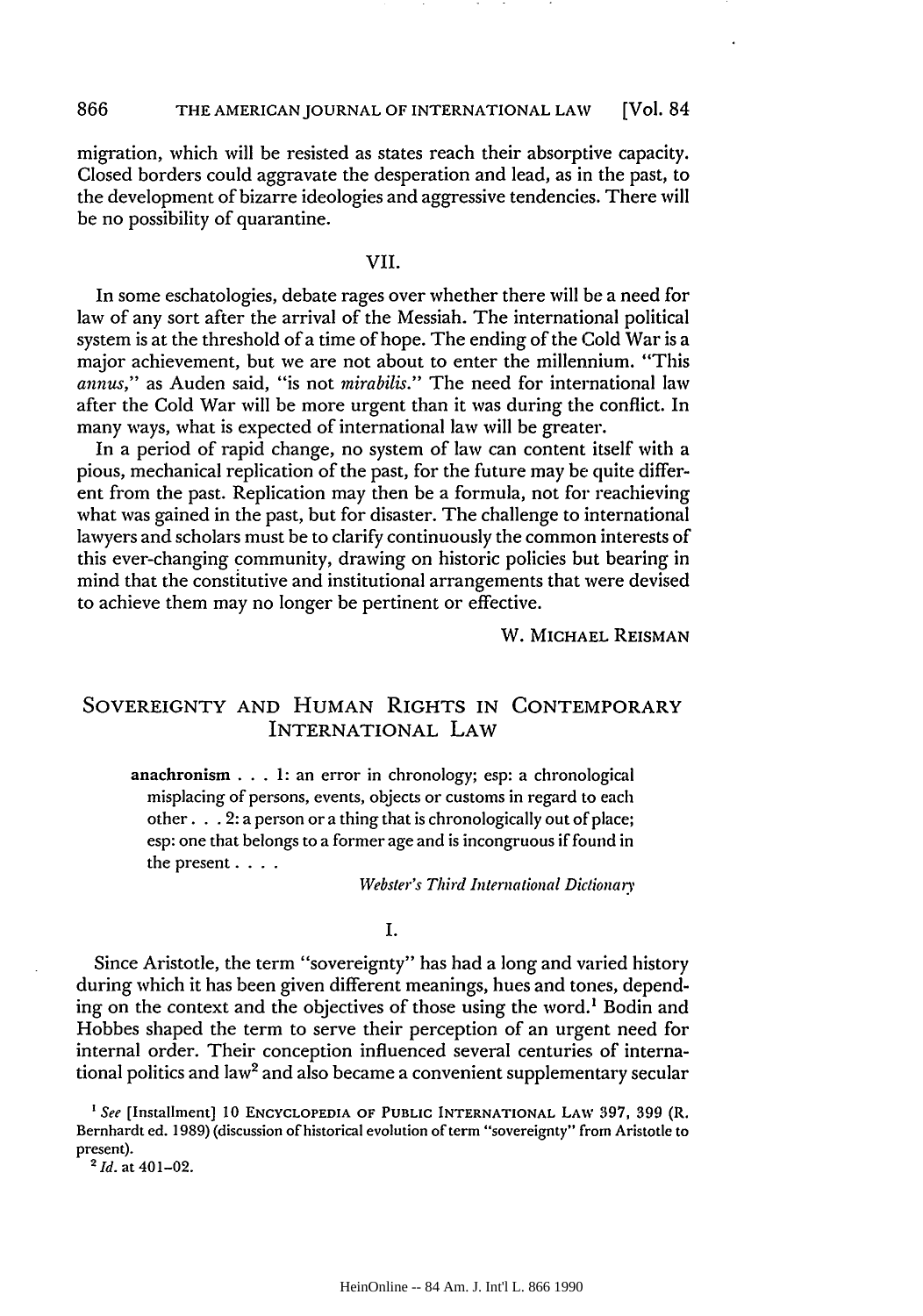migration, which will be resisted as states reach their absorptive capacity. Closed borders could aggravate the desperation and lead, as in the past, to the development of bizarre ideologies and aggressive tendencies. There will be no possibility of quarantine.

### VII.

In some eschatologies, debate rages over whether there will be a need for law of any sort after the arrival of the Messiah. The international political system is at the threshold of a time of hope. The ending of the Cold War is a major achievement, but we are not about to enter the millennium. "This *annus*," as Auden said, "is not *mirabilis*." The need for international law after the Cold War will be more urgent than it was during the conflict. In many ways, what is expected of international law will be greater.

In a period of rapid change, no system of law can content itself with a pious, mechanical replication of the past, for the future may be quite different from the past. Replication may then be a formula, not for reachieving what was gained in the past, but for disaster. The challenge to international lawyers and scholars must be to clarify continuously the common interests of this ever-changing community, drawing on historic policies but bearing in mind that the constitutive and institutional arrangements that were devised to achieve them may no longer be pertinent or effective.

W. MICHAEL REISMAN

## SOVEREIGNTY AND HUMAN RIGHTS IN CONTEMPORARY INTERNATIONAL LAW

> **anachronism** . . . 1: an error in chronology; esp: a chronological misplacing of persons, events, objects or customs in regard to each other . . . 2: a person or a thing that is chronologically out of place; esp: one that belongs to a former age and is incongruous if found in the present . . . .
>
> *Webster's Third International Dictionary*

### I.

Since Aristotle, the term "sovereignty" has had a long and varied history during which it has been given different meanings, hues and tones, depending on the context and the objectives of those using the word.[1] Bodin and Hobbes shaped the term to serve their perception of an urgent need for internal order. Their conception influenced several centuries of international politics and law[2] and also became a convenient supplementary secular

---

[1] *See* [Installment] 10 ENCYCLOPEDIA OF PUBLIC INTERNATIONAL LAW 397, 399 (R. Bernhardt ed. 1989) (discussion of historical evolution of term "sovereignty" from Aristotle to present).

[2] *Id.* at 401–02.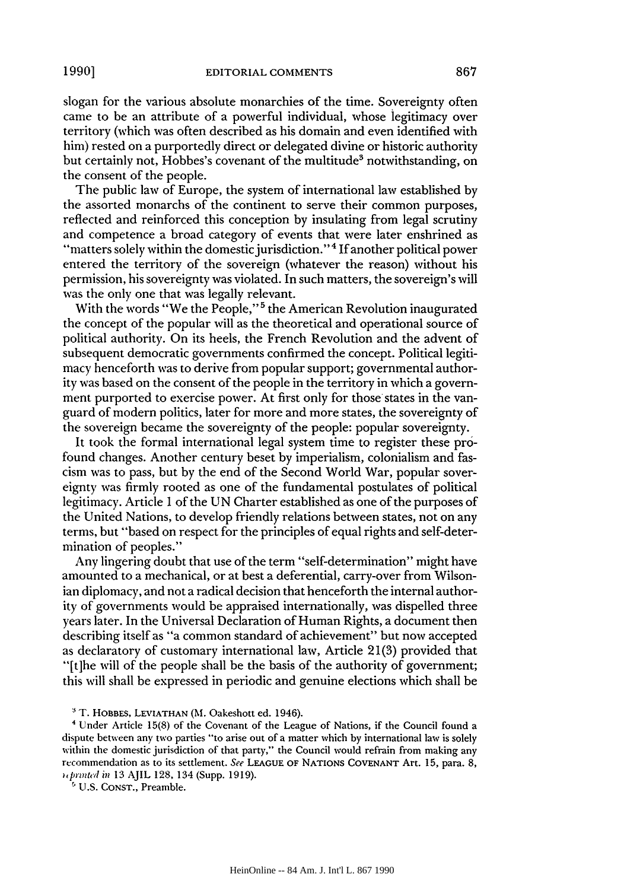slogan for the various absolute monarchies of the time. Sovereignty often came to be an attribute of a powerful individual, whose legitimacy over territory (which was often described as his domain and even identified with him) rested on a purportedly direct or delegated divine or historic authority but certainly not, Hobbes's covenant of the multitude[3] notwithstanding, on the consent of the people.

The public law of Europe, the system of international law established by the assorted monarchs of the continent to serve their common purposes, reflected and reinforced this conception by insulating from legal scrutiny and competence a broad category of events that were later enshrined as "matters solely within the domestic jurisdiction."[4] If another political power entered the territory of the sovereign (whatever the reason) without his permission, his sovereignty was violated. In such matters, the sovereign's will was the only one that was legally relevant.

With the words "We the People,"[5] the American Revolution inaugurated the concept of the popular will as the theoretical and operational source of political authority. On its heels, the French Revolution and the advent of subsequent democratic governments confirmed the concept. Political legitimacy henceforth was to derive from popular support; governmental authority was based on the consent of the people in the territory in which a government purported to exercise power. At first only for those states in the vanguard of modern politics, later for more and more states, the sovereignty of the sovereign became the sovereignty of the people: popular sovereignty.

It took the formal international legal system time to register these profound changes. Another century beset by imperialism, colonialism and fascism was to pass, but by the end of the Second World War, popular sovereignty was firmly rooted as one of the fundamental postulates of political legitimacy. Article 1 of the UN Charter established as one of the purposes of the United Nations, to develop friendly relations between states, not on any terms, but "based on respect for the principles of equal rights and self-determination of peoples."

Any lingering doubt that use of the term "self-determination" might have amounted to a mechanical, or at best a deferential, carry-over from Wilsonian diplomacy, and not a radical decision that henceforth the internal authority of governments would be appraised internationally, was dispelled three years later. In the Universal Declaration of Human Rights, a document then describing itself as "a common standard of achievement" but now accepted as declaratory of customary international law, Article 21(3) provided that "[t]he will of the people shall be the basis of the authority of government; this will shall be expressed in periodic and genuine elections which shall be

---

[3] T. Hobbes, Leviathan (M. Oakeshott ed. 1946).

[4] Under Article 15(8) of the Covenant of the League of Nations, if the Council found a dispute between any two parties "to arise out of a matter which by international law is solely within the domestic jurisdiction of that party," the Council would refrain from making any recommendation as to its settlement. *See* League of Nations Covenant Art. 15, para. 8, *reprinted in* 13 AJIL 128, 134 (Supp. 1919).

[5] U.S. Const., Preamble.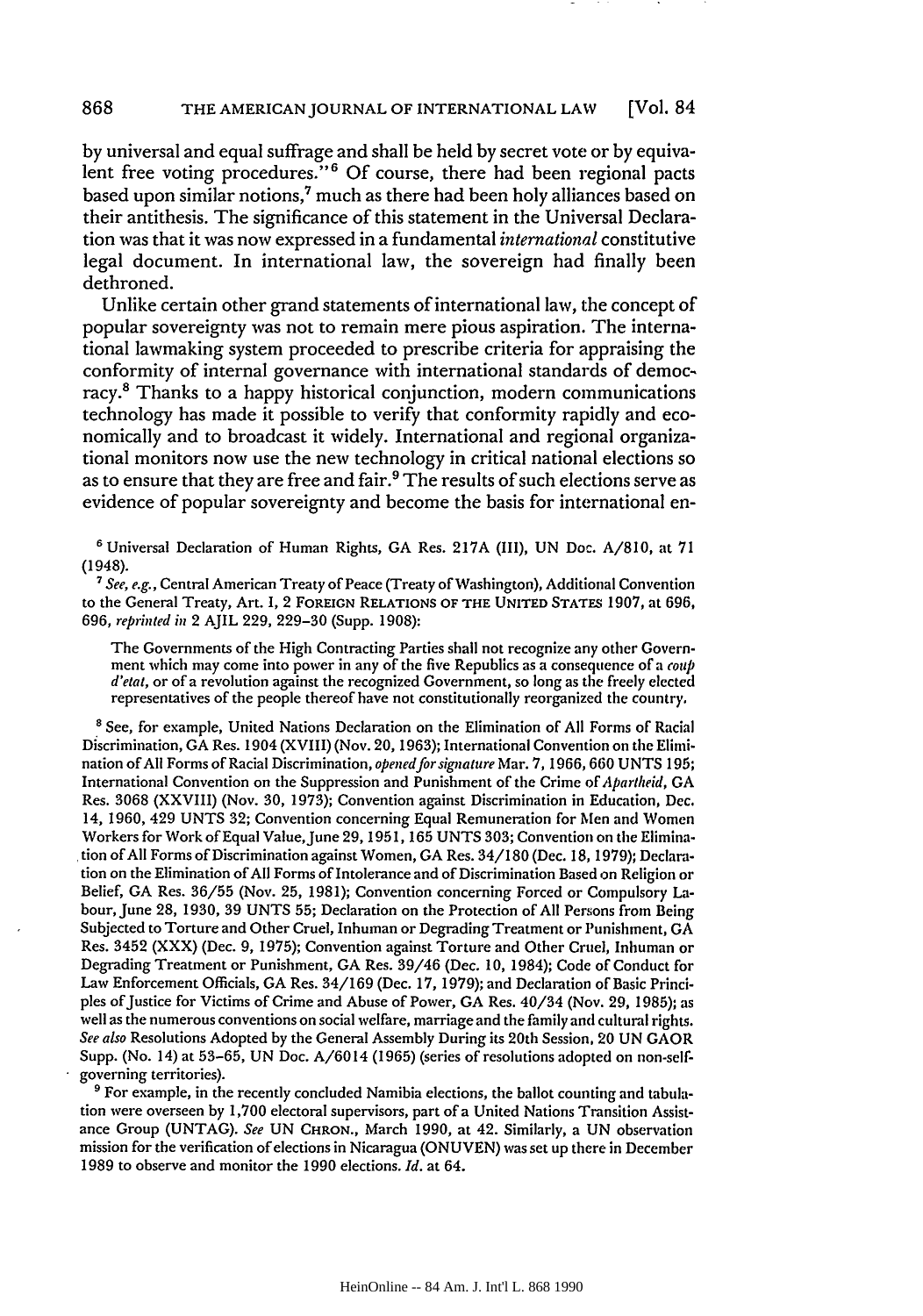by universal and equal suffrage and shall be held by secret vote or by equivalent free voting procedures."[6] Of course, there had been regional pacts based upon similar notions,[7] much as there had been holy alliances based on their antithesis. The significance of this statement in the Universal Declaration was that it was now expressed in a fundamental *international* constitutive legal document. In international law, the sovereign had finally been dethroned.

Unlike certain other grand statements of international law, the concept of popular sovereignty was not to remain mere pious aspiration. The international lawmaking system proceeded to prescribe criteria for appraising the conformity of internal governance with international standards of democracy.[8] Thanks to a happy historical conjunction, modern communications technology has made it possible to verify that conformity rapidly and economically and to broadcast it widely. International and regional organizational monitors now use the new technology in critical national elections so as to ensure that they are free and fair.[9] The results of such elections serve as evidence of popular sovereignty and become the basis for international en-

[6] Universal Declaration of Human Rights, GA Res. 217A (III), UN Doc. A/810, at 71 (1948).

[7] *See, e.g.*, Central American Treaty of Peace (Treaty of Washington), Additional Convention to the General Treaty, Art. I, 2 FOREIGN RELATIONS OF THE UNITED STATES 1907, at 696, 696, *reprinted in* 2 AJIL 229, 229–30 (Supp. 1908):

> The Governments of the High Contracting Parties shall not recognize any other Government which may come into power in any of the five Republics as a consequence of a *coup d'etat*, or of a revolution against the recognized Government, so long as the freely elected representatives of the people thereof have not constitutionally reorganized the country.

[8] See, for example, United Nations Declaration on the Elimination of All Forms of Racial Discrimination, GA Res. 1904 (XVIII) (Nov. 20, 1963); International Convention on the Elimination of All Forms of Racial Discrimination, *opened for signature* Mar. 7, 1966, 660 UNTS 195; International Convention on the Suppression and Punishment of the Crime of *Apartheid*, GA Res. 3068 (XXVIII) (Nov. 30, 1973); Convention against Discrimination in Education, Dec. 14, 1960, 429 UNTS 32; Convention concerning Equal Remuneration for Men and Women Workers for Work of Equal Value, June 29, 1951, 165 UNTS 303; Convention on the Elimination of All Forms of Discrimination against Women, GA Res. 34/180 (Dec. 18, 1979); Declaration on the Elimination of All Forms of Intolerance and of Discrimination Based on Religion or Belief, GA Res. 36/55 (Nov. 25, 1981); Convention concerning Forced or Compulsory Labour, June 28, 1930, 39 UNTS 55; Declaration on the Protection of All Persons from Being Subjected to Torture and Other Cruel, Inhuman or Degrading Treatment or Punishment, GA Res. 3452 (XXX) (Dec. 9, 1975); Convention against Torture and Other Cruel, Inhuman or Degrading Treatment or Punishment, GA Res. 39/46 (Dec. 10, 1984); Code of Conduct for Law Enforcement Officials, GA Res. 34/169 (Dec. 17, 1979); and Declaration of Basic Principles of Justice for Victims of Crime and Abuse of Power, GA Res. 40/34 (Nov. 29, 1985); as well as the numerous conventions on social welfare, marriage and the family and cultural rights. *See also* Resolutions Adopted by the General Assembly During its 20th Session, 20 UN GAOR Supp. (No. 14) at 53–65, UN Doc. A/6014 (1965) (series of resolutions adopted on non-self-governing territories).

[9] For example, in the recently concluded Namibia elections, the ballot counting and tabulation were overseen by 1,700 electoral supervisors, part of a United Nations Transition Assistance Group (UNTAG). *See* UN CHRON., March 1990, at 42. Similarly, a UN observation mission for the verification of elections in Nicaragua (ONUVEN) was set up there in December 1989 to observe and monitor the 1990 elections. *Id.* at 64.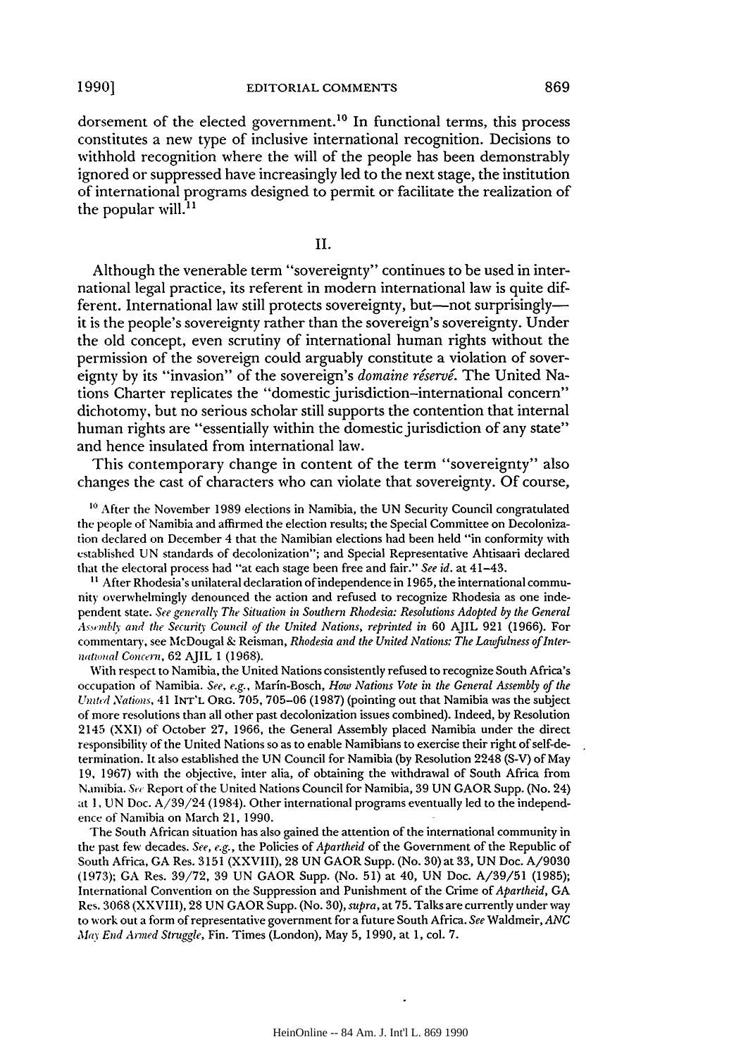dorsement of the elected government.[10] In functional terms, this process constitutes a new type of inclusive international recognition. Decisions to withhold recognition where the will of the people has been demonstrably ignored or suppressed have increasingly led to the next stage, the institution of international programs designed to permit or facilitate the realization of the popular will.[11]

## II.

Although the venerable term "sovereignty" continues to be used in international legal practice, its referent in modern international law is quite different. International law still protects sovereignty, but—not surprisingly—it is the people's sovereignty rather than the sovereign's sovereignty. Under the old concept, even scrutiny of international human rights without the permission of the sovereign could arguably constitute a violation of sovereignty by its "invasion" of the sovereign's *domaine réservé*. The United Nations Charter replicates the "domestic jurisdiction–international concern" dichotomy, but no serious scholar still supports the contention that internal human rights are "essentially within the domestic jurisdiction of any state" and hence insulated from international law.

This contemporary change in content of the term "sovereignty" also changes the cast of characters who can violate that sovereignty. Of course,

[10] After the November 1989 elections in Namibia, the UN Security Council congratulated the people of Namibia and affirmed the election results; the Special Committee on Decolonization declared on December 4 that the Namibian elections had been held "in conformity with established UN standards of decolonization"; and Special Representative Ahtisaari declared that the electoral process had "at each stage been free and fair." *See id.* at 41–43.

[11] After Rhodesia's unilateral declaration of independence in 1965, the international community overwhelmingly denounced the action and refused to recognize Rhodesia as one independent state. *See generally The Situation in Southern Rhodesia: Resolutions Adopted by the General Assembly and the Security Council of the United Nations, reprinted in* 60 AJIL 921 (1966). For commentary, see McDougal & Reisman, *Rhodesia and the United Nations: The Lawfulness of International Concern*, 62 AJIL 1 (1968).

With respect to Namibia, the United Nations consistently refused to recognize South Africa's occupation of Namibia. *See, e.g.*, Marín-Bosch, *How Nations Vote in the General Assembly of the United Nations*, 41 INT'L ORG. 705, 705–06 (1987) (pointing out that Namibia was the subject of more resolutions than all other past decolonization issues combined). Indeed, by Resolution 2145 (XXI) of October 27, 1966, the General Assembly placed Namibia under the direct responsibility of the United Nations so as to enable Namibians to exercise their right of self-determination. It also established the UN Council for Namibia (by Resolution 2248 (S-V) of May 19, 1967) with the objective, inter alia, of obtaining the withdrawal of South Africa from Namibia. *See* Report of the United Nations Council for Namibia, 39 UN GAOR Supp. (No. 24) at 1, UN Doc. A/39/24 (1984). Other international programs eventually led to the independence of Namibia on March 21, 1990.

The South African situation has also gained the attention of the international community in the past few decades. *See, e.g.*, the Policies of *Apartheid* of the Government of the Republic of South Africa, GA Res. 3151 (XXVIII), 28 UN GAOR Supp. (No. 30) at 33, UN Doc. A/9030 (1973); GA Res. 39/72, 39 UN GAOR Supp. (No. 51) at 40, UN Doc. A/39/51 (1985); International Convention on the Suppression and Punishment of the Crime of *Apartheid*, GA Res. 3068 (XXVIII), 28 UN GAOR Supp. (No. 30), *supra*, at 75. Talks are currently under way to work out a form of representative government for a future South Africa. *See* Waldmeir, *ANC May End Armed Struggle*, Fin. Times (London), May 5, 1990, at 1, col. 7.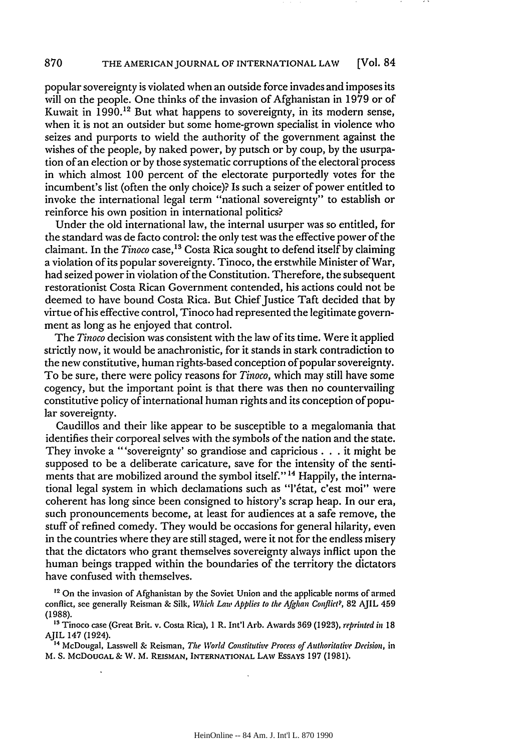popular sovereignty is violated when an outside force invades and imposes its will on the people. One thinks of the invasion of Afghanistan in 1979 or of Kuwait in 1990.[12] But what happens to sovereignty, in its modern sense, when it is not an outsider but some home-grown specialist in violence who seizes and purports to wield the authority of the government against the wishes of the people, by naked power, by putsch or by coup, by the usurpation of an election or by those systematic corruptions of the electoral process in which almost 100 percent of the electorate purportedly votes for the incumbent's list (often the only choice)? Is such a seizer of power entitled to invoke the international legal term "national sovereignty" to establish or reinforce his own position in international politics?

Under the old international law, the internal usurper was so entitled, for the standard was de facto control: the only test was the effective power of the claimant. In the *Tinoco* case,[13] Costa Rica sought to defend itself by claiming a violation of its popular sovereignty. Tinoco, the erstwhile Minister of War, had seized power in violation of the Constitution. Therefore, the subsequent restorationist Costa Rican Government contended, his actions could not be deemed to have bound Costa Rica. But Chief Justice Taft decided that by virtue of his effective control, Tinoco had represented the legitimate government as long as he enjoyed that control.

The *Tinoco* decision was consistent with the law of its time. Were it applied strictly now, it would be anachronistic, for it stands in stark contradiction to the new constitutive, human rights-based conception of popular sovereignty. To be sure, there were policy reasons for *Tinoco*, which may still have some cogency, but the important point is that there was then no countervailing constitutive policy of international human rights and its conception of popular sovereignty.

Caudillos and their like appear to be susceptible to a megalomania that identifies their corporeal selves with the symbols of the nation and the state. They invoke a "'sovereignty' so grandiose and capricious . . . it might be supposed to be a deliberate caricature, save for the intensity of the sentiments that are mobilized around the symbol itself."[14] Happily, the international legal system in which declamations such as "l'état, c'est moi" were coherent has long since been consigned to history's scrap heap. In our era, such pronouncements become, at least for audiences at a safe remove, the stuff of refined comedy. They would be occasions for general hilarity, even in the countries where they are still staged, were it not for the endless misery that the dictators who grant themselves sovereignty always inflict upon the human beings trapped within the boundaries of the territory the dictators have confused with themselves.

[12] On the invasion of Afghanistan by the Soviet Union and the applicable norms of armed conflict, see generally Reisman & Silk, *Which Law Applies to the Afghan Conflict?*, 82 AJIL 459 (1988).

[13] Tinoco case (Great Brit. v. Costa Rica), 1 R. Int'l Arb. Awards 369 (1923), *reprinted in* 18 AJIL 147 (1924).

[14] McDougal, Lasswell & Reisman, *The World Constitutive Process of Authoritative Decision*, in M. S. McDougal & W. M. Reisman, International Law Essays 197 (1981).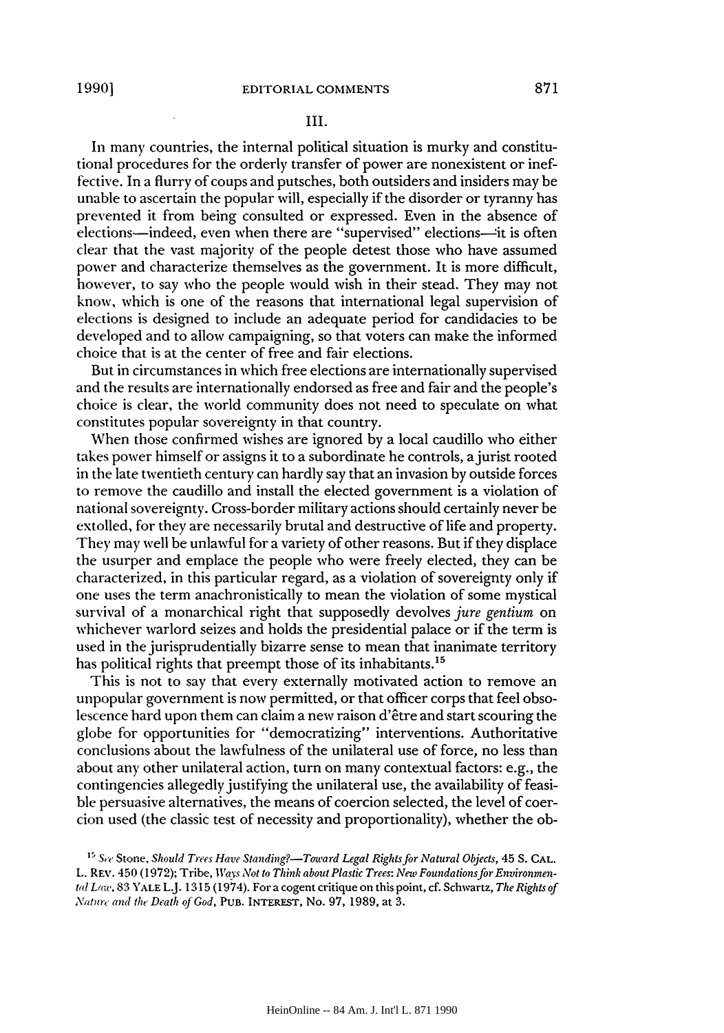## III.

In many countries, the internal political situation is murky and constitutional procedures for the orderly transfer of power are nonexistent or ineffective. In a flurry of coups and putsches, both outsiders and insiders may be unable to ascertain the popular will, especially if the disorder or tyranny has prevented it from being consulted or expressed. Even in the absence of elections—indeed, even when there are "supervised" elections—it is often clear that the vast majority of the people detest those who have assumed power and characterize themselves as the government. It is more difficult, however, to say who the people would wish in their stead. They may not know, which is one of the reasons that international legal supervision of elections is designed to include an adequate period for candidacies to be developed and to allow campaigning, so that voters can make the informed choice that is at the center of free and fair elections.

But in circumstances in which free elections are internationally supervised and the results are internationally endorsed as free and fair and the people's choice is clear, the world community does not need to speculate on what constitutes popular sovereignty in that country.

When those confirmed wishes are ignored by a local caudillo who either takes power himself or assigns it to a subordinate he controls, a jurist rooted in the late twentieth century can hardly say that an invasion by outside forces to remove the caudillo and install the elected government is a violation of national sovereignty. Cross-border military actions should certainly never be extolled, for they are necessarily brutal and destructive of life and property. They may well be unlawful for a variety of other reasons. But if they displace the usurper and emplace the people who were freely elected, they can be characterized, in this particular regard, as a violation of sovereignty only if one uses the term anachronistically to mean the violation of some mystical survival of a monarchical right that supposedly devolves *jure gentium* on whichever warlord seizes and holds the presidential palace or if the term is used in the jurisprudentially bizarre sense to mean that inanimate territory has political rights that preempt those of its inhabitants.[15]

This is not to say that every externally motivated action to remove an unpopular government is now permitted, or that officer corps that feel obsolescence hard upon them can claim a new raison d'être and start scouring the globe for opportunities for "democratizing" interventions. Authoritative conclusions about the lawfulness of the unilateral use of force, no less than about any other unilateral action, turn on many contextual factors: e.g., the contingencies allegedly justifying the unilateral use, the availability of feasible persuasive alternatives, the means of coercion selected, the level of coercion used (the classic test of necessity and proportionality), whether the ob-

---

[15] *See* Stone, *Should Trees Have Standing?—Toward Legal Rights for Natural Objects*, 45 S. CAL. L. REV. 450 (1972); Tribe, *Ways Not to Think about Plastic Trees: New Foundations for Environmental Law*, 83 YALE L.J. 1315 (1974). For a cogent critique on this point, cf. Schwartz, *The Rights of Nature and the Death of God*, PUB. INTEREST, No. 97, 1989, at 3.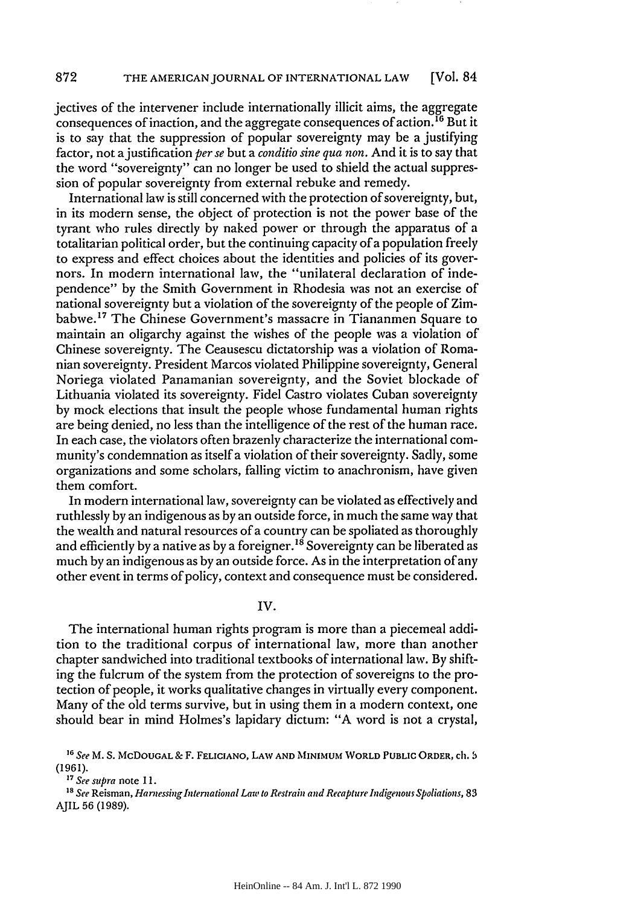jectives of the intervener include internationally illicit aims, the aggregate consequences of inaction, and the aggregate consequences of action.[16] But it is to say that the suppression of popular sovereignty may be a justifying factor, not a justification *per se* but a *conditio sine qua non*. And it is to say that the word "sovereignty" can no longer be used to shield the actual suppression of popular sovereignty from external rebuke and remedy.

International law is still concerned with the protection of sovereignty, but, in its modern sense, the object of protection is not the power base of the tyrant who rules directly by naked power or through the apparatus of a totalitarian political order, but the continuing capacity of a population freely to express and effect choices about the identities and policies of its governors. In modern international law, the "unilateral declaration of independence" by the Smith Government in Rhodesia was not an exercise of national sovereignty but a violation of the sovereignty of the people of Zimbabwe.[17] The Chinese Government's massacre in Tiananmen Square to maintain an oligarchy against the wishes of the people was a violation of Chinese sovereignty. The Ceausescu dictatorship was a violation of Romanian sovereignty. President Marcos violated Philippine sovereignty, General Noriega violated Panamanian sovereignty, and the Soviet blockade of Lithuania violated its sovereignty. Fidel Castro violates Cuban sovereignty by mock elections that insult the people whose fundamental human rights are being denied, no less than the intelligence of the rest of the human race. In each case, the violators often brazenly characterize the international community's condemnation as itself a violation of their sovereignty. Sadly, some organizations and some scholars, falling victim to anachronism, have given them comfort.

In modern international law, sovereignty can be violated as effectively and ruthlessly by an indigenous as by an outside force, in much the same way that the wealth and natural resources of a country can be spoliated as thoroughly and efficiently by a native as by a foreigner.[18] Sovereignty can be liberated as much by an indigenous as by an outside force. As in the interpretation of any other event in terms of policy, context and consequence must be considered.

## IV.

The international human rights program is more than a piecemeal addition to the traditional corpus of international law, more than another chapter sandwiched into traditional textbooks of international law. By shifting the fulcrum of the system from the protection of sovereigns to the protection of people, it works qualitative changes in virtually every component. Many of the old terms survive, but in using them in a modern context, one should bear in mind Holmes's lapidary dictum: "A word is not a crystal,

---

[16] *See* M. S. McDougal & F. Feliciano, Law and Minimum World Public Order, ch. 3 (1961).

[17] *See supra* note 11.

[18] *See* Reisman, *Harnessing International Law to Restrain and Recapture Indigenous Spoliations*, 83 AJIL 56 (1989).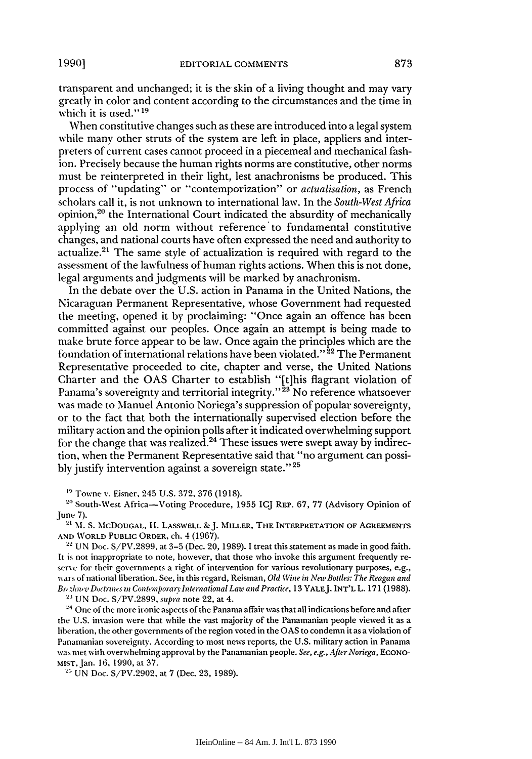transparent and unchanged; it is the skin of a living thought and may vary greatly in color and content according to the circumstances and the time in which it is used."[19]

When constitutive changes such as these are introduced into a legal system while many other struts of the system are left in place, appliers and interpreters of current cases cannot proceed in a piecemeal and mechanical fashion. Precisely because the human rights norms are constitutive, other norms must be reinterpreted in their light, lest anachronisms be produced. This process of "updating" or "contemporization" or *actualisation*, as French scholars call it, is not unknown to international law. In the *South-West Africa* opinion,[20] the International Court indicated the absurdity of mechanically applying an old norm without reference to fundamental constitutive changes, and national courts have often expressed the need and authority to actualize.[21] The same style of actualization is required with regard to the assessment of the lawfulness of human rights actions. When this is not done, legal arguments and judgments will be marked by anachronism.

In the debate over the U.S. action in Panama in the United Nations, the Nicaraguan Permanent Representative, whose Government had requested the meeting, opened it by proclaiming: "Once again an offence has been committed against our peoples. Once again an attempt is being made to make brute force appear to be law. Once again the principles which are the foundation of international relations have been violated."[22] The Permanent Representative proceeded to cite, chapter and verse, the United Nations Charter and the OAS Charter to establish "[t]his flagrant violation of Panama's sovereignty and territorial integrity."[23] No reference whatsoever was made to Manuel Antonio Noriega's suppression of popular sovereignty, or to the fact that both the internationally supervised election before the military action and the opinion polls after it indicated overwhelming support for the change that was realized.[24] These issues were swept away by indirection, when the Permanent Representative said that "no argument can possibly justify intervention against a sovereign state."[25]

[19] Towne v. Eisner, 245 U.S. 372, 376 (1918).

[20] South-West Africa—Voting Procedure, 1955 ICJ REP. 67, 77 (Advisory Opinion of June 7).

[21] M. S. McDOUGAL, H. LASSWELL & J. MILLER, THE INTERPRETATION OF AGREEMENTS AND WORLD PUBLIC ORDER, ch. 4 (1967).

[22] UN Doc. S/PV.2899, at 3–5 (Dec. 20, 1989). I treat this statement as made in good faith. It is not inappropriate to note, however, that those who invoke this argument frequently reserve for their governments a right of intervention for various revolutionary purposes, e.g., wars of national liberation. See, in this regard, Reisman, *Old Wine in New Bottles: The Reagan and Brezhnev Doctrines in Contemporary International Law and Practice*, 13 YALE J. INT'L L. 171 (1988).

[23] UN Doc. S/PV.2899, *supra* note 22, at 4.

[24] One of the more ironic aspects of the Panama affair was that all indications before and after the U.S. invasion were that while the vast majority of the Panamanian people viewed it as a liberation, the other governments of the region voted in the OAS to condemn it as a violation of Panamanian sovereignty. According to most news reports, the U.S. military action in Panama was met with overwhelming approval by the Panamanian people. *See, e.g., After Noriega*, ECONOMIST, Jan. 16, 1990, at 37.

[25] UN Doc. S/PV.2902, at 7 (Dec. 23, 1989).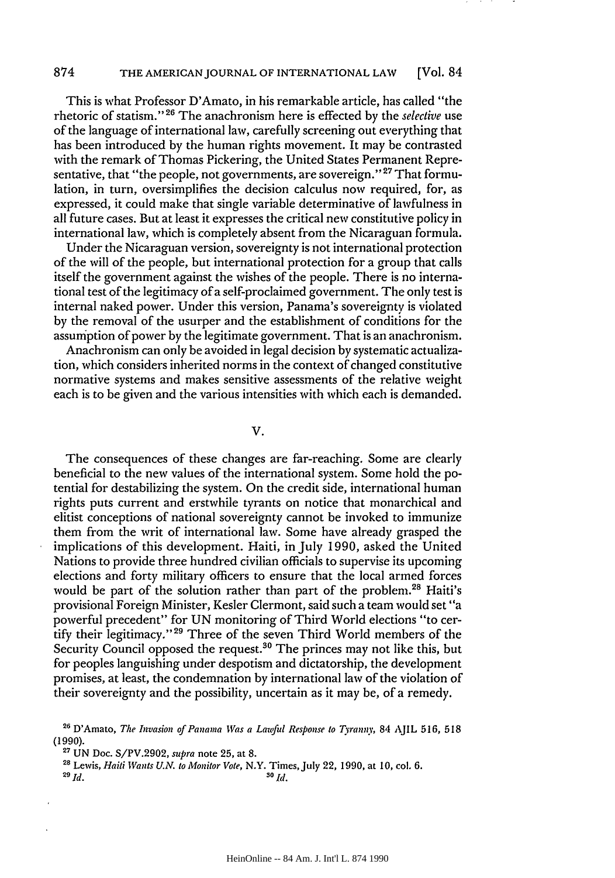This is what Professor D'Amato, in his remarkable article, has called "the rhetoric of statism."[26] The anachronism here is effected by the *selective* use of the language of international law, carefully screening out everything that has been introduced by the human rights movement. It may be contrasted with the remark of Thomas Pickering, the United States Permanent Representative, that "the people, not governments, are sovereign."[27] That formulation, in turn, oversimplifies the decision calculus now required, for, as expressed, it could make that single variable determinative of lawfulness in all future cases. But at least it expresses the critical new constitutive policy in international law, which is completely absent from the Nicaraguan formula.

Under the Nicaraguan version, sovereignty is not international protection of the will of the people, but international protection for a group that calls itself the government against the wishes of the people. There is no international test of the legitimacy of a self-proclaimed government. The only test is internal naked power. Under this version, Panama's sovereignty is violated by the removal of the usurper and the establishment of conditions for the assumption of power by the legitimate government. That is an anachronism.

Anachronism can only be avoided in legal decision by systematic actualization, which considers inherited norms in the context of changed constitutive normative systems and makes sensitive assessments of the relative weight each is to be given and the various intensities with which each is demanded.

## V.

The consequences of these changes are far-reaching. Some are clearly beneficial to the new values of the international system. Some hold the potential for destabilizing the system. On the credit side, international human rights puts current and erstwhile tyrants on notice that monarchical and elitist conceptions of national sovereignty cannot be invoked to immunize them from the writ of international law. Some have already grasped the implications of this development. Haiti, in July 1990, asked the United Nations to provide three hundred civilian officials to supervise its upcoming elections and forty military officers to ensure that the local armed forces would be part of the solution rather than part of the problem.[28] Haiti's provisional Foreign Minister, Kesler Clermont, said such a team would set "a powerful precedent" for UN monitoring of Third World elections "to certify their legitimacy."[29] Three of the seven Third World members of the Security Council opposed the request.[30] The princes may not like this, but for peoples languishing under despotism and dictatorship, the development promises, at least, the condemnation by international law of the violation of their sovereignty and the possibility, uncertain as it may be, of a remedy.

---

[26] D'Amato, *The Invasion of Panama Was a Lawful Response to Tyranny*, 84 AJIL 516, 518 (1990).

[27] UN Doc. S/PV.2902, *supra* note 25, at 8.

[28] Lewis, *Haiti Wants U.N. to Monitor Vote*, N.Y. Times, July 22, 1990, at 10, col. 6.

[29] *Id.*

[30] *Id.*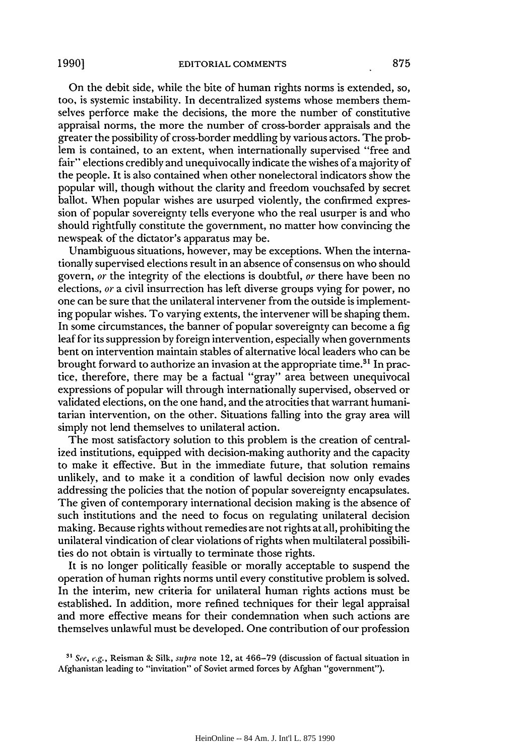On the debit side, while the bite of human rights norms is extended, so, too, is systemic instability. In decentralized systems whose members themselves perforce make the decisions, the more the number of constitutive appraisal norms, the more the number of cross-border appraisals and the greater the possibility of cross-border meddling by various actors. The problem is contained, to an extent, when internationally supervised "free and fair" elections credibly and unequivocally indicate the wishes of a majority of the people. It is also contained when other nonelectoral indicators show the popular will, though without the clarity and freedom vouchsafed by secret ballot. When popular wishes are usurped violently, the confirmed expression of popular sovereignty tells everyone who the real usurper is and who should rightfully constitute the government, no matter how convincing the newspeak of the dictator's apparatus may be.

Unambiguous situations, however, may be exceptions. When the internationally supervised elections result in an absence of consensus on who should govern, *or* the integrity of the elections is doubtful, *or* there have been no elections, *or* a civil insurrection has left diverse groups vying for power, no one can be sure that the unilateral intervener from the outside is implementing popular wishes. To varying extents, the intervener will be shaping them. In some circumstances, the banner of popular sovereignty can become a fig leaf for its suppression by foreign intervention, especially when governments bent on intervention maintain stables of alternative local leaders who can be brought forward to authorize an invasion at the appropriate time.[31] In practice, therefore, there may be a factual "gray" area between unequivocal expressions of popular will through internationally supervised, observed or validated elections, on the one hand, and the atrocities that warrant humanitarian intervention, on the other. Situations falling into the gray area will simply not lend themselves to unilateral action.

The most satisfactory solution to this problem is the creation of centralized institutions, equipped with decision-making authority and the capacity to make it effective. But in the immediate future, that solution remains unlikely, and to make it a condition of lawful decision now only evades addressing the policies that the notion of popular sovereignty encapsulates. The given of contemporary international decision making is the absence of such institutions and the need to focus on regulating unilateral decision making. Because rights without remedies are not rights at all, prohibiting the unilateral vindication of clear violations of rights when multilateral possibilities do not obtain is virtually to terminate those rights.

It is no longer politically feasible or morally acceptable to suspend the operation of human rights norms until every constitutive problem is solved. In the interim, new criteria for unilateral human rights actions must be established. In addition, more refined techniques for their legal appraisal and more effective means for their condemnation when such actions are themselves unlawful must be developed. One contribution of our profession

[31] *See, e.g.*, Reisman & Silk, *supra* note 12, at 466–79 (discussion of factual situation in Afghanistan leading to "invitation" of Soviet armed forces by Afghan "government").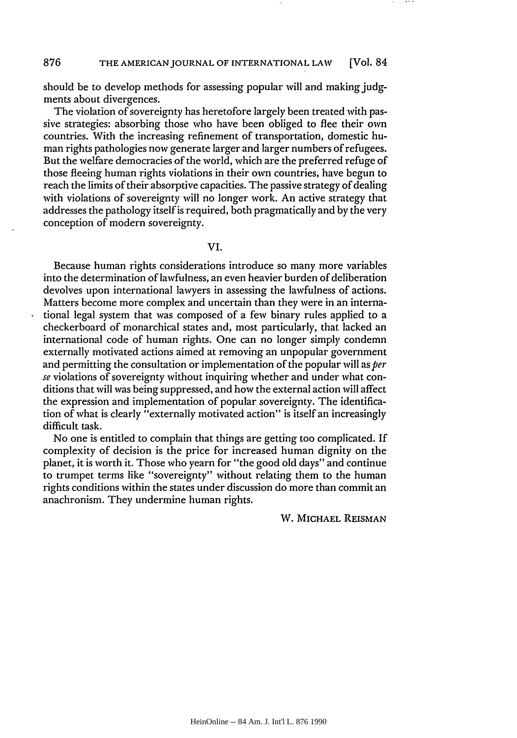should be to develop methods for assessing popular will and making judgments about divergences.

The violation of sovereignty has heretofore largely been treated with passive strategies: absorbing those who have been obliged to flee their own countries. With the increasing refinement of transportation, domestic human rights pathologies now generate larger and larger numbers of refugees. But the welfare democracies of the world, which are the preferred refuge of those fleeing human rights violations in their own countries, have begun to reach the limits of their absorptive capacities. The passive strategy of dealing with violations of sovereignty will no longer work. An active strategy that addresses the pathology itself is required, both pragmatically and by the very conception of modern sovereignty.

## VI.

Because human rights considerations introduce so many more variables into the determination of lawfulness, an even heavier burden of deliberation devolves upon international lawyers in assessing the lawfulness of actions. Matters become more complex and uncertain than they were in an international legal system that was composed of a few binary rules applied to a checkerboard of monarchical states and, most particularly, that lacked an international code of human rights. One can no longer simply condemn externally motivated actions aimed at removing an unpopular government and permitting the consultation or implementation of the popular will as *per se* violations of sovereignty without inquiring whether and under what conditions that will was being suppressed, and how the external action will affect the expression and implementation of popular sovereignty. The identification of what is clearly "externally motivated action" is itself an increasingly difficult task.

No one is entitled to complain that things are getting too complicated. If complexity of decision is the price for increased human dignity on the planet, it is worth it. Those who yearn for "the good old days" and continue to trumpet terms like "sovereignty" without relating them to the human rights conditions within the states under discussion do more than commit an anachronism. They undermine human rights.

W. MICHAEL REISMAN